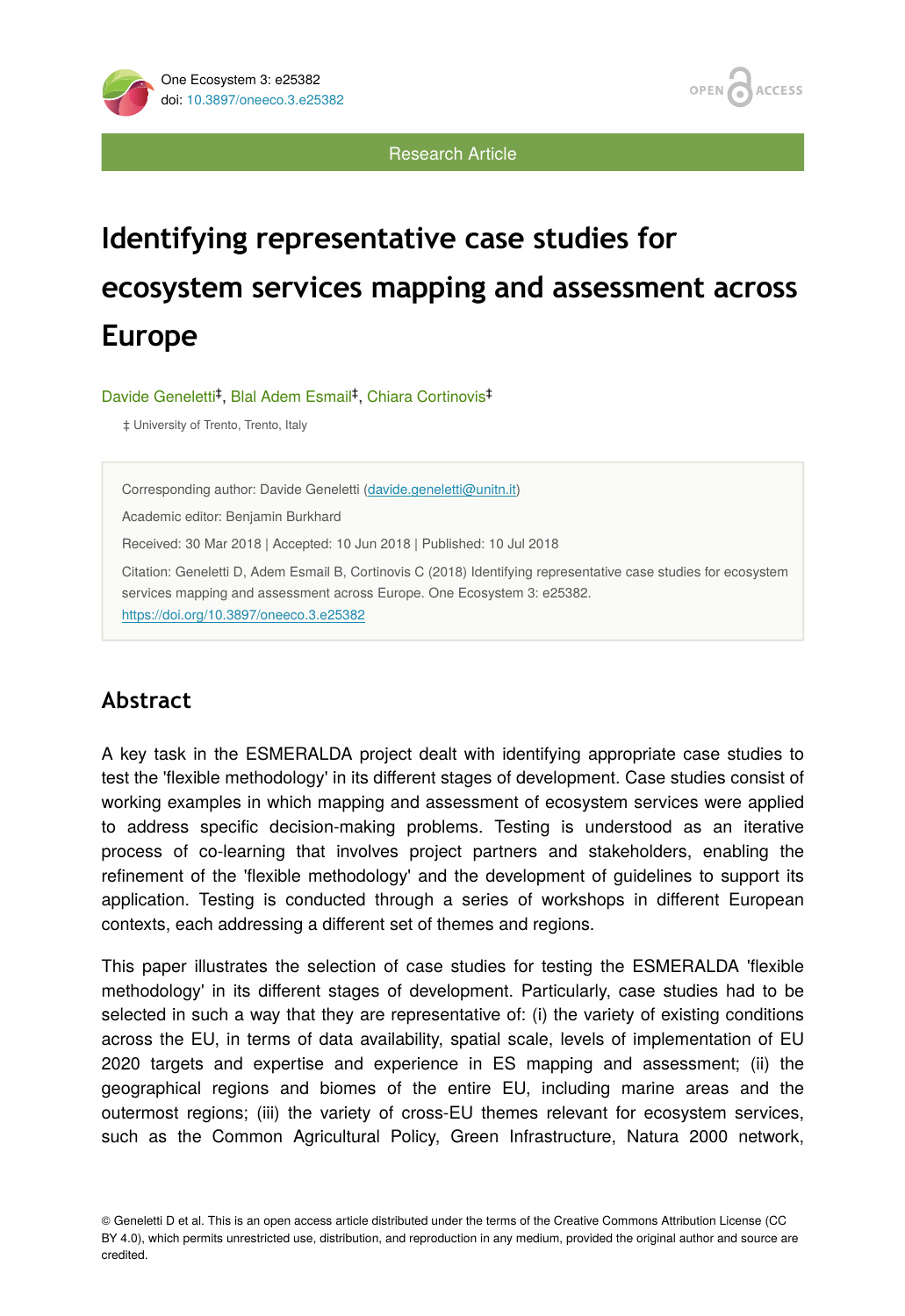Research Article

# Identifying representative case studies for ecosystem services mapping and assessment across Europe

Davide Geneletti[‡], Blal Adem Esmail[‡], Chiara Cortinovis[‡]

‡ University of Trento, Trento, Italy

Corresponding author: Davide Geneletti (davide.geneletti@unitn.it)

Academic editor: Benjamin Burkhard

Received: 30 Mar 2018 | Accepted: 10 Jun 2018 | Published: 10 Jul 2018

Citation: Geneletti D, Adem Esmail B, Cortinovis C (2018) Identifying representative case studies for ecosystem services mapping and assessment across Europe. One Ecosystem 3: e25382. https://doi.org/10.3897/oneeco.3.e25382

## Abstract

A key task in the ESMERALDA project dealt with identifying appropriate case studies to test the 'flexible methodology' in its different stages of development. Case studies consist of working examples in which mapping and assessment of ecosystem services were applied to address specific decision-making problems. Testing is understood as an iterative process of co-learning that involves project partners and stakeholders, enabling the refinement of the 'flexible methodology' and the development of guidelines to support its application. Testing is conducted through a series of workshops in different European contexts, each addressing a different set of themes and regions.

This paper illustrates the selection of case studies for testing the ESMERALDA 'flexible methodology' in its different stages of development. Particularly, case studies had to be selected in such a way that they are representative of: (i) the variety of existing conditions across the EU, in terms of data availability, spatial scale, levels of implementation of EU 2020 targets and expertise and experience in ES mapping and assessment; (ii) the geographical regions and biomes of the entire EU, including marine areas and the outermost regions; (iii) the variety of cross-EU themes relevant for ecosystem services, such as the Common Agricultural Policy, Green Infrastructure, Natura 2000 network,

© Geneletti D et al. This is an open access article distributed under the terms of the Creative Commons Attribution License (CC BY 4.0), which permits unrestricted use, distribution, and reproduction in any medium, provided the original author and source are credited.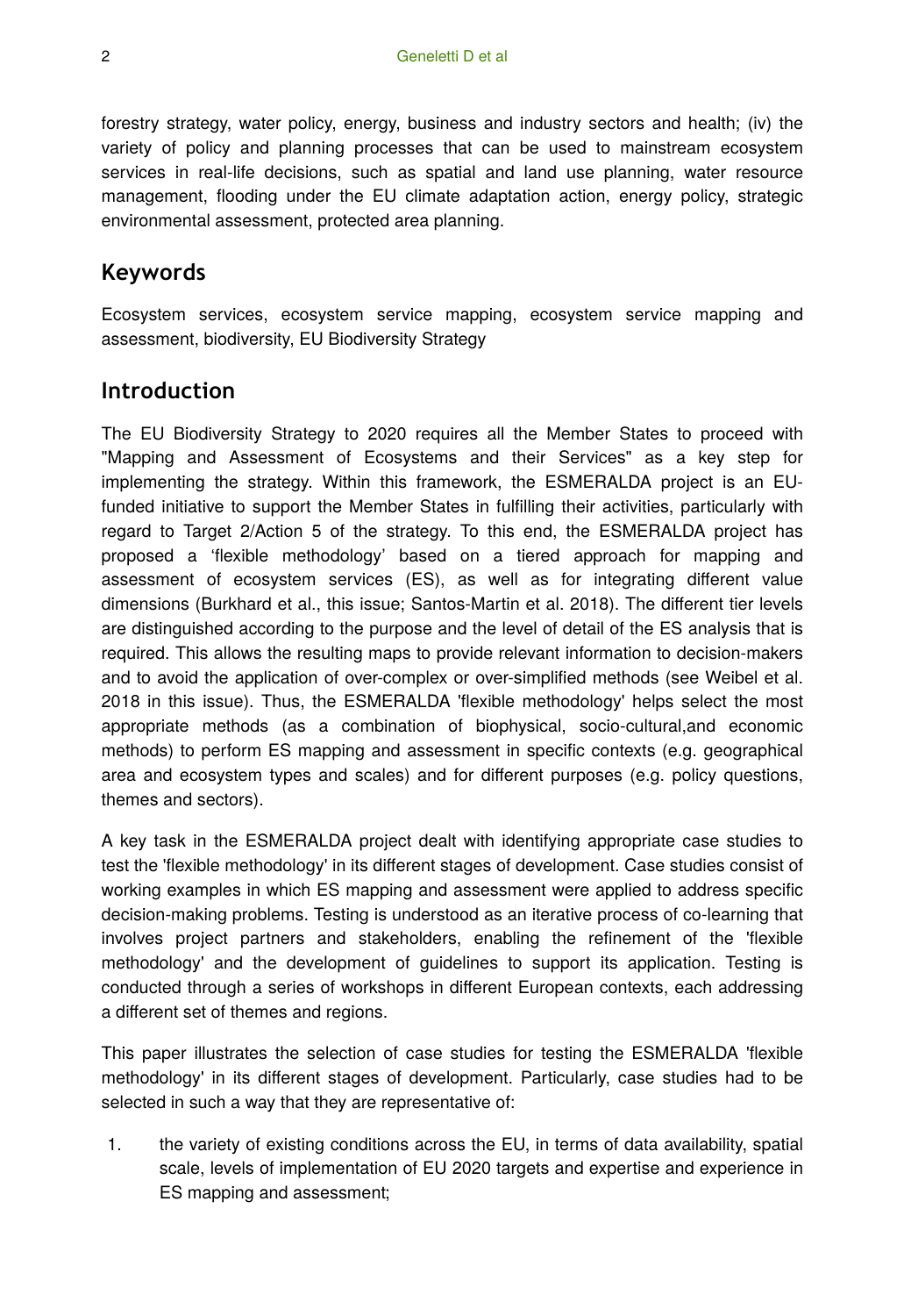forestry strategy, water policy, energy, business and industry sectors and health; (iv) the variety of policy and planning processes that can be used to mainstream ecosystem services in real-life decisions, such as spatial and land use planning, water resource management, flooding under the EU climate adaptation action, energy policy, strategic environmental assessment, protected area planning.

## Keywords

Ecosystem services, ecosystem service mapping, ecosystem service mapping and assessment, biodiversity, EU Biodiversity Strategy

## Introduction

The EU Biodiversity Strategy to 2020 requires all the Member States to proceed with "Mapping and Assessment of Ecosystems and their Services" as a key step for implementing the strategy. Within this framework, the ESMERALDA project is an EU-funded initiative to support the Member States in fulfilling their activities, particularly with regard to Target 2/Action 5 of the strategy. To this end, the ESMERALDA project has proposed a 'flexible methodology' based on a tiered approach for mapping and assessment of ecosystem services (ES), as well as for integrating different value dimensions (Burkhard et al., this issue; Santos-Martin et al. 2018). The different tier levels are distinguished according to the purpose and the level of detail of the ES analysis that is required. This allows the resulting maps to provide relevant information to decision-makers and to avoid the application of over-complex or over-simplified methods (see Weibel et al. 2018 in this issue). Thus, the ESMERALDA 'flexible methodology' helps select the most appropriate methods (as a combination of biophysical, socio-cultural,and economic methods) to perform ES mapping and assessment in specific contexts (e.g. geographical area and ecosystem types and scales) and for different purposes (e.g. policy questions, themes and sectors).

A key task in the ESMERALDA project dealt with identifying appropriate case studies to test the 'flexible methodology' in its different stages of development. Case studies consist of working examples in which ES mapping and assessment were applied to address specific decision-making problems. Testing is understood as an iterative process of co-learning that involves project partners and stakeholders, enabling the refinement of the 'flexible methodology' and the development of guidelines to support its application. Testing is conducted through a series of workshops in different European contexts, each addressing a different set of themes and regions.

This paper illustrates the selection of case studies for testing the ESMERALDA 'flexible methodology' in its different stages of development. Particularly, case studies had to be selected in such a way that they are representative of:

1. the variety of existing conditions across the EU, in terms of data availability, spatial scale, levels of implementation of EU 2020 targets and expertise and experience in ES mapping and assessment;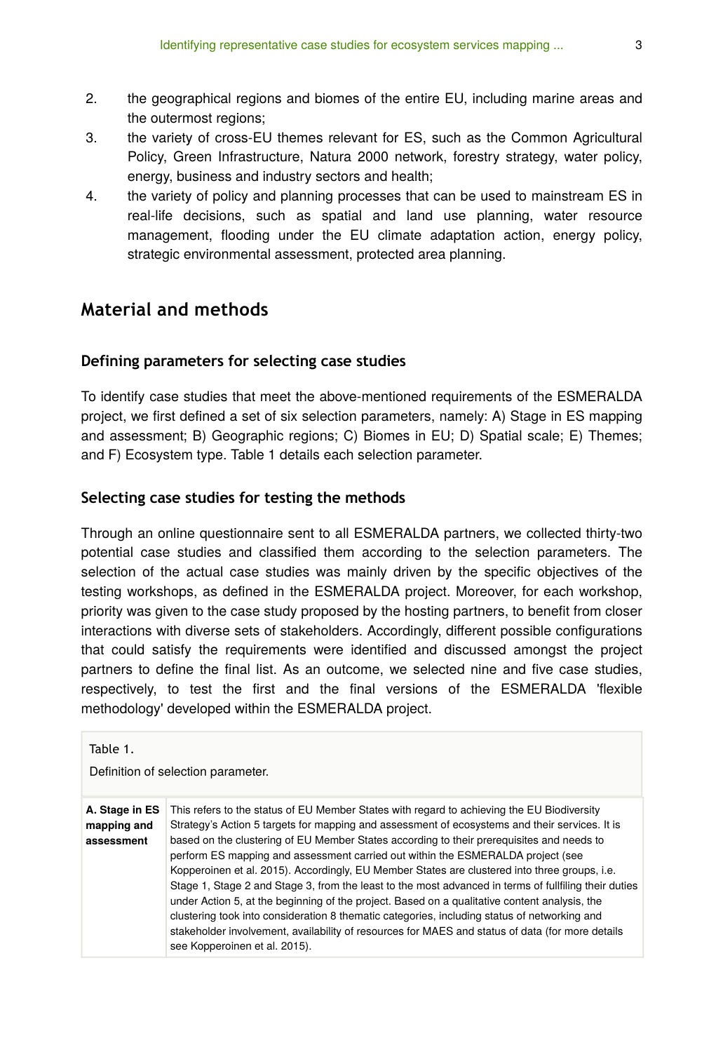2. the geographical regions and biomes of the entire EU, including marine areas and the outermost regions;
3. the variety of cross-EU themes relevant for ES, such as the Common Agricultural Policy, Green Infrastructure, Natura 2000 network, forestry strategy, water policy, energy, business and industry sectors and health;
4. the variety of policy and planning processes that can be used to mainstream ES in real-life decisions, such as spatial and land use planning, water resource management, flooding under the EU climate adaptation action, energy policy, strategic environmental assessment, protected area planning.

## Material and methods

### Defining parameters for selecting case studies

To identify case studies that meet the above-mentioned requirements of the ESMERALDA project, we first defined a set of six selection parameters, namely: A) Stage in ES mapping and assessment; B) Geographic regions; C) Biomes in EU; D) Spatial scale; E) Themes; and F) Ecosystem type. Table 1 details each selection parameter.

### Selecting case studies for testing the methods

Through an online questionnaire sent to all ESMERALDA partners, we collected thirty-two potential case studies and classified them according to the selection parameters. The selection of the actual case studies was mainly driven by the specific objectives of the testing workshops, as defined in the ESMERALDA project. Moreover, for each workshop, priority was given to the case study proposed by the hosting partners, to benefit from closer interactions with diverse sets of stakeholders. Accordingly, different possible configurations that could satisfy the requirements were identified and discussed amongst the project partners to define the final list. As an outcome, we selected nine and five case studies, respectively, to test the first and the final versions of the ESMERALDA 'flexible methodology' developed within the ESMERALDA project.

Table 1.

Definition of selection parameter.

| | |
|---|---|
| **A. Stage in ES mapping and assessment** | This refers to the status of EU Member States with regard to achieving the EU Biodiversity Strategy's Action 5 targets for mapping and assessment of ecosystems and their services. It is based on the clustering of EU Member States according to their prerequisites and needs to perform ES mapping and assessment carried out within the ESMERALDA project (see Kopperoinen et al. 2015). Accordingly, EU Member States are clustered into three groups, i.e. Stage 1, Stage 2 and Stage 3, from the least to the most advanced in terms of fullfiling their duties under Action 5, at the beginning of the project. Based on a qualitative content analysis, the clustering took into consideration 8 thematic categories, including status of networking and stakeholder involvement, availability of resources for MAES and status of data (for more details see Kopperoinen et al. 2015). |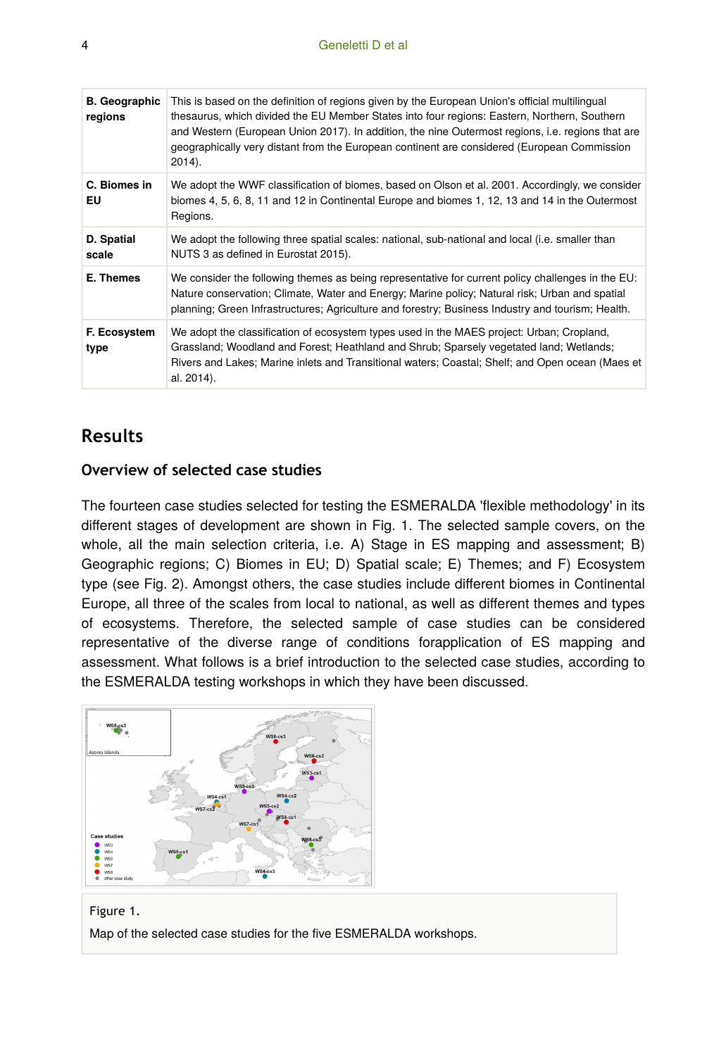| B. Geographic regions | This is based on the definition of regions given by the European Union's official multilingual thesaurus, which divided the EU Member States into four regions: Eastern, Northern, Southern and Western (European Union 2017). In addition, the nine Outermost regions, i.e. regions that are geographically very distant from the European continent are considered (European Commission 2014). |
|---|---|
| C. Biomes in EU | We adopt the WWF classification of biomes, based on Olson et al. 2001. Accordingly, we consider biomes 4, 5, 6, 8, 11 and 12 in Continental Europe and biomes 1, 12, 13 and 14 in the Outermost Regions. |
| D. Spatial scale | We adopt the following three spatial scales: national, sub-national and local (i.e. smaller than NUTS 3 as defined in Eurostat 2015). |
| E. Themes | We consider the following themes as being representative for current policy challenges in the EU: Nature conservation; Climate, Water and Energy; Marine policy; Natural risk; Urban and spatial planning; Green Infrastructures; Agriculture and forestry; Business Industry and tourism; Health. |
| F. Ecosystem type | We adopt the classification of ecosystem types used in the MAES project: Urban; Cropland, Grassland; Woodland and Forest; Heathland and Shrub; Sparsely vegetated land; Wetlands; Rivers and Lakes; Marine inlets and Transitional waters; Coastal; Shelf; and Open ocean (Maes et al. 2014). |

## Results

### Overview of selected case studies

The fourteen case studies selected for testing the ESMERALDA 'flexible methodology' in its different stages of development are shown in Fig. 1. The selected sample covers, on the whole, all the main selection criteria, i.e. A) Stage in ES mapping and assessment; B) Geographic regions; C) Biomes in EU; D) Spatial scale; E) Themes; and F) Ecosystem type (see Fig. 2). Amongst others, the case studies include different biomes in Continental Europe, all three of the scales from local to national, as well as different themes and types of ecosystems. Therefore, the selected sample of case studies can be considered representative of the diverse range of conditions forapplication of ES mapping and assessment. What follows is a brief introduction to the selected case studies, according to the ESMERALDA testing workshops in which they have been discussed.

Figure 1.

Map of the selected case studies for the five ESMERALDA workshops.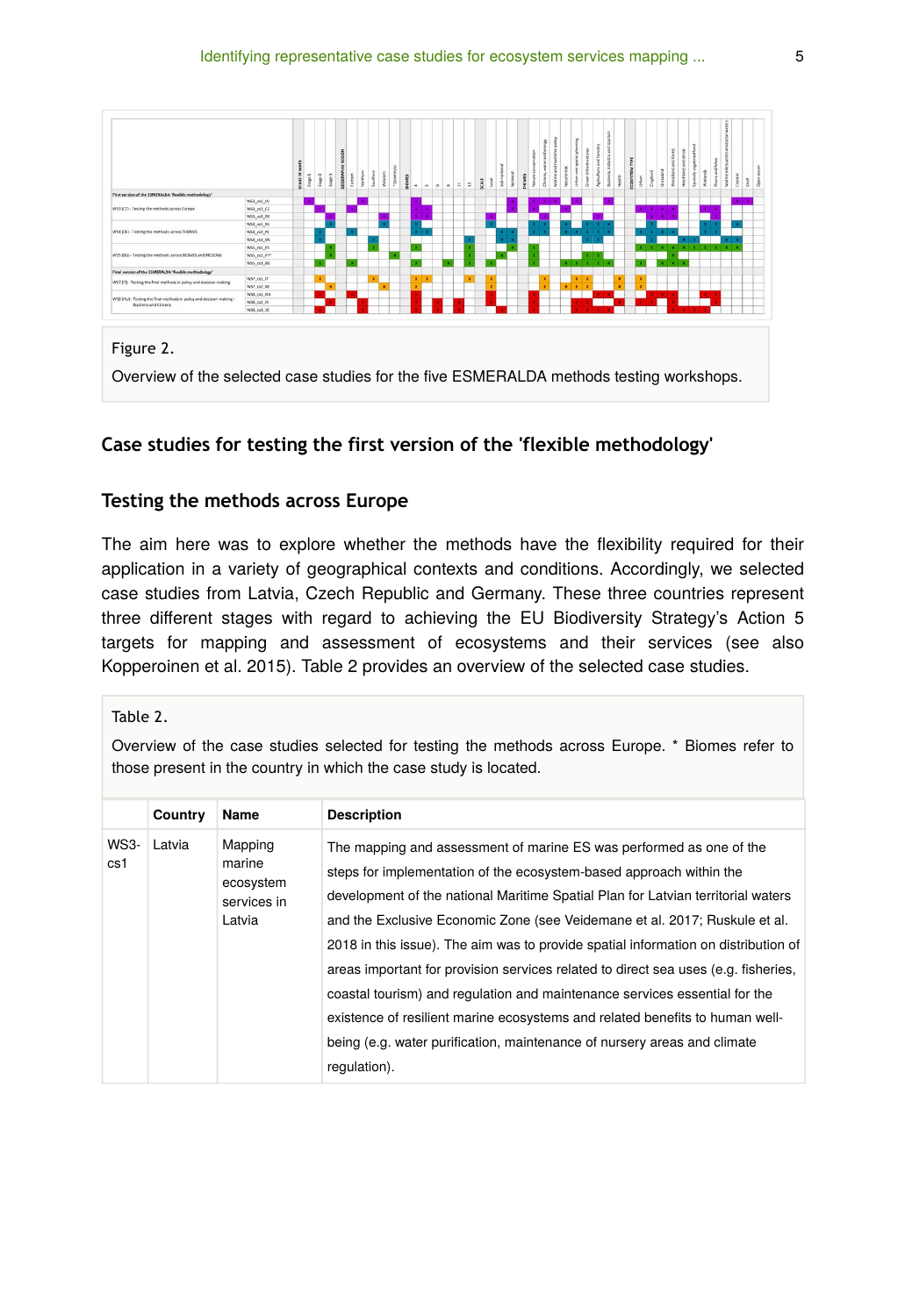Figure 2.

Overview of the selected case studies for the five ESMERALDA methods testing workshops.

## Case studies for testing the first version of the 'flexible methodology'

### Testing the methods across Europe

The aim here was to explore whether the methods have the flexibility required for their application in a variety of geographical contexts and conditions. Accordingly, we selected case studies from Latvia, Czech Republic and Germany. These three countries represent three different stages with regard to achieving the EU Biodiversity Strategy's Action 5 targets for mapping and assessment of ecosystems and their services (see also Kopperoinen et al. 2015). Table 2 provides an overview of the selected case studies.

Table 2.

Overview of the case studies selected for testing the methods across Europe. * Biomes refer to those present in the country in which the case study is located.

| | Country | Name | Description |
|---|---|---|---|
| WS3-cs1 | Latvia | Mapping marine ecosystem services in Latvia | The mapping and assessment of marine ES was performed as one of the steps for implementation of the ecosystem-based approach within the development of the national Maritime Spatial Plan for Latvian territorial waters and the Exclusive Economic Zone (see Veidemane et al. 2017; Ruskule et al. 2018 in this issue). The aim was to provide spatial information on distribution of areas important for provision services related to direct sea uses (e.g. fisheries, coastal tourism) and regulation and maintenance services essential for the existence of resilient marine ecosystems and related benefits to human well-being (e.g. water purification, maintenance of nursery areas and climate regulation). |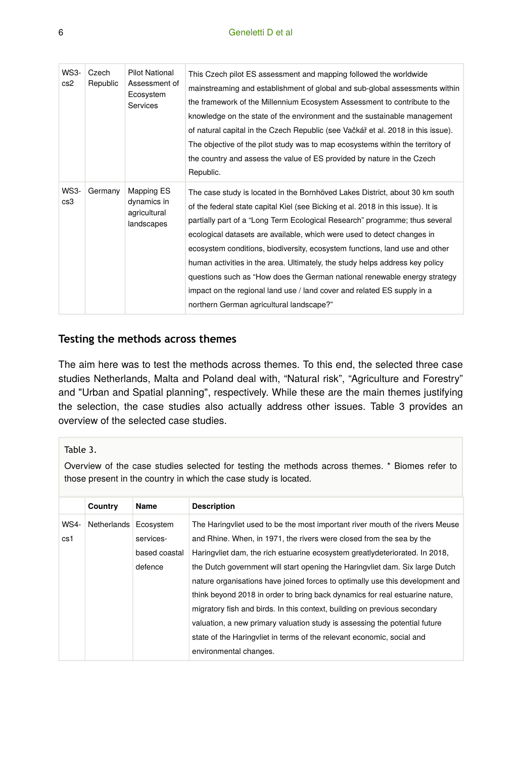| | | | |
|---|---|---|---|
| WS3-cs2 | Czech Republic | Pilot National Assessment of Ecosystem Services | This Czech pilot ES assessment and mapping followed the worldwide mainstreaming and establishment of global and sub-global assessments within the framework of the Millennium Ecosystem Assessment to contribute to the knowledge on the state of the environment and the sustainable management of natural capital in the Czech Republic (see Vačkář et al. 2018 in this issue). The objective of the pilot study was to map ecosystems within the territory of the country and assess the value of ES provided by nature in the Czech Republic. |
| WS3-cs3 | Germany | Mapping ES dynamics in agricultural landscapes | The case study is located in the Bornhöved Lakes District, about 30 km south of the federal state capital Kiel (see Bicking et al. 2018 in this issue). It is partially part of a "Long Term Ecological Research" programme; thus several ecological datasets are available, which were used to detect changes in ecosystem conditions, biodiversity, ecosystem functions, land use and other human activities in the area. Ultimately, the study helps address key policy questions such as "How does the German national renewable energy strategy impact on the regional land use / land cover and related ES supply in a northern German agricultural landscape?" |

## Testing the methods across themes

The aim here was to test the methods across themes. To this end, the selected three case studies Netherlands, Malta and Poland deal with, "Natural risk", "Agriculture and Forestry" and "Urban and Spatial planning", respectively. While these are the main themes justifying the selection, the case studies also actually address other issues. Table 3 provides an overview of the selected case studies.

Table 3.

Overview of the case studies selected for testing the methods across themes. * Biomes refer to those present in the country in which the case study is located.

| | Country | Name | Description |
|---|---|---|---|
| WS4-cs1 | Netherlands | Ecosystem services-based coastal defence | The Haringvliet used to be the most important river mouth of the rivers Meuse and Rhine. When, in 1971, the rivers were closed from the sea by the Haringvliet dam, the rich estuarine ecosystem greatlydeteriorated. In 2018, the Dutch government will start opening the Haringvliet dam. Six large Dutch nature organisations have joined forces to optimally use this development and think beyond 2018 in order to bring back dynamics for real estuarine nature, migratory fish and birds. In this context, building on previous secondary valuation, a new primary valuation study is assessing the potential future state of the Haringvliet in terms of the relevant economic, social and environmental changes. |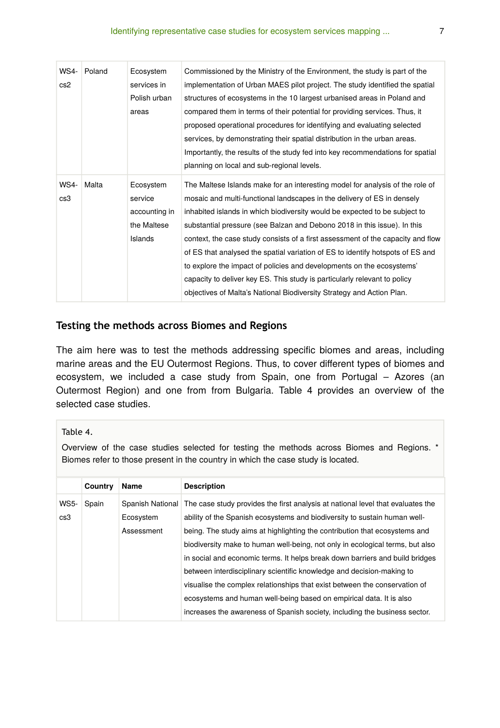| | | | |
|---|---|---|---|
| WS4-cs2 | Poland | Ecosystem services in Polish urban areas | Commissioned by the Ministry of the Environment, the study is part of the implementation of Urban MAES pilot project. The study identified the spatial structures of ecosystems in the 10 largest urbanised areas in Poland and compared them in terms of their potential for providing services. Thus, it proposed operational procedures for identifying and evaluating selected services, by demonstrating their spatial distribution in the urban areas. Importantly, the results of the study fed into key recommendations for spatial planning on local and sub-regional levels. |
| WS4-cs3 | Malta | Ecosystem service accounting in the Maltese Islands | The Maltese Islands make for an interesting model for analysis of the role of mosaic and multi-functional landscapes in the delivery of ES in densely inhabited islands in which biodiversity would be expected to be subject to substantial pressure (see Balzan and Debono 2018 in this issue). In this context, the case study consists of a first assessment of the capacity and flow of ES that analysed the spatial variation of ES to identify hotspots of ES and to explore the impact of policies and developments on the ecosystems' capacity to deliver key ES. This study is particularly relevant to policy objectives of Malta's National Biodiversity Strategy and Action Plan. |

## Testing the methods across Biomes and Regions

The aim here was to test the methods addressing specific biomes and areas, including marine areas and the EU Outermost Regions. Thus, to cover different types of biomes and ecosystem, we included a case study from Spain, one from Portugal – Azores (an Outermost Region) and one from from Bulgaria. Table 4 provides an overview of the selected case studies.

Table 4.

Overview of the case studies selected for testing the methods across Biomes and Regions. * Biomes refer to those present in the country in which the case study is located.

| | Country | Name | Description |
|---|---|---|---|
| WS5-cs3 | Spain | Spanish National Ecosystem Assessment | The case study provides the first analysis at national level that evaluates the ability of the Spanish ecosystems and biodiversity to sustain human well-being. The study aims at highlighting the contribution that ecosystems and biodiversity make to human well-being, not only in ecological terms, but also in social and economic terms. It helps break down barriers and build bridges between interdisciplinary scientific knowledge and decision-making to visualise the complex relationships that exist between the conservation of ecosystems and human well-being based on empirical data. It is also increases the awareness of Spanish society, including the business sector. |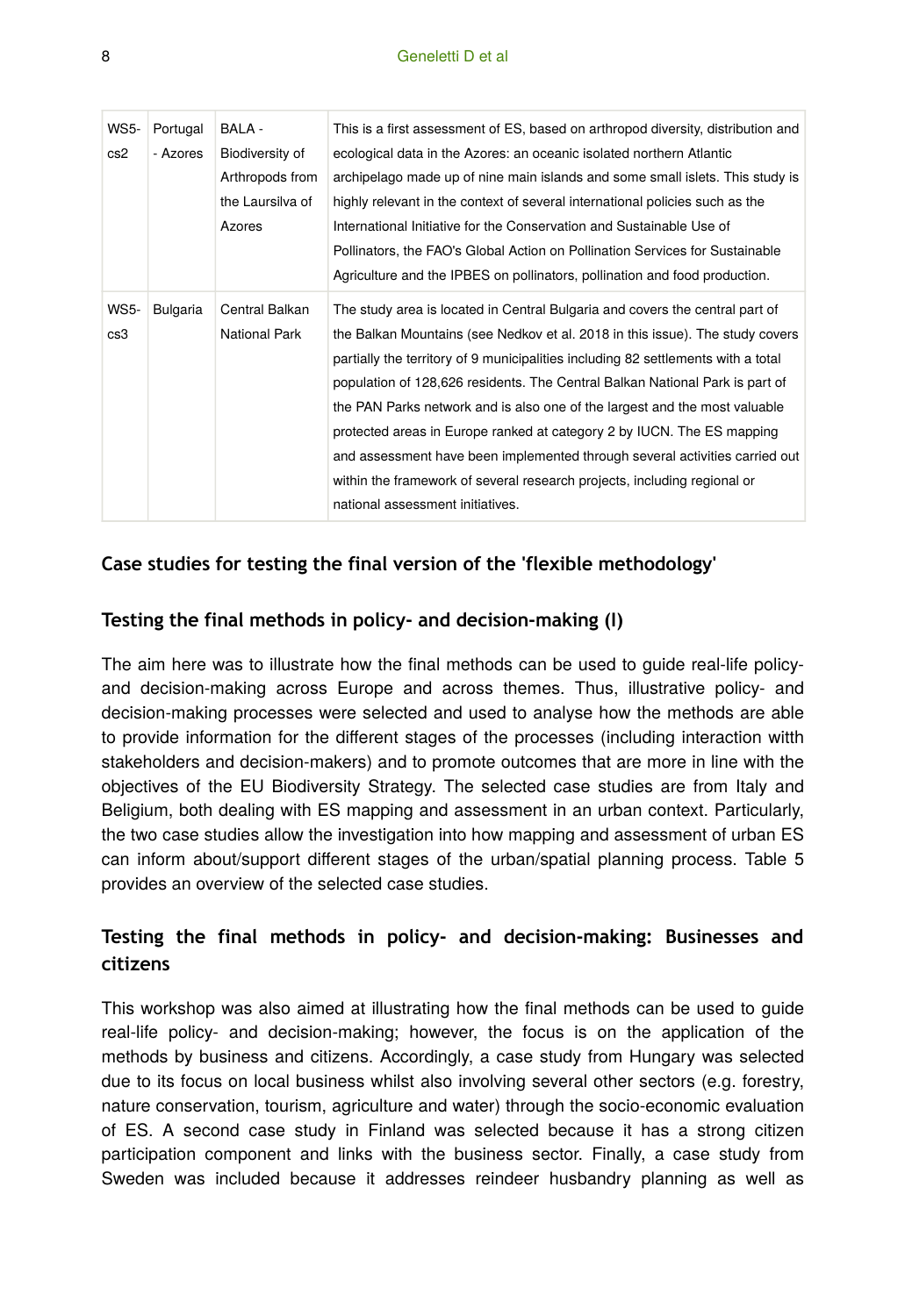| | | | |
|---|---|---|---|
| WS5-cs2 | Portugal - Azores | BALA - Biodiversity of Arthropods from the Laursilva of Azores | This is a first assessment of ES, based on arthropod diversity, distribution and ecological data in the Azores: an oceanic isolated northern Atlantic archipelago made up of nine main islands and some small islets. This study is highly relevant in the context of several international policies such as the International Initiative for the Conservation and Sustainable Use of Pollinators, the FAO's Global Action on Pollination Services for Sustainable Agriculture and the IPBES on pollinators, pollination and food production. |
| WS5-cs3 | Bulgaria | Central Balkan National Park | The study area is located in Central Bulgaria and covers the central part of the Balkan Mountains (see Nedkov et al. 2018 in this issue). The study covers partially the territory of 9 municipalities including 82 settlements with a total population of 128,626 residents. The Central Balkan National Park is part of the PAN Parks network and is also one of the largest and the most valuable protected areas in Europe ranked at category 2 by IUCN. The ES mapping and assessment have been implemented through several activities carried out within the framework of several research projects, including regional or national assessment initiatives. |

## Case studies for testing the final version of the 'flexible methodology'

### Testing the final methods in policy- and decision-making (I)

The aim here was to illustrate how the final methods can be used to guide real-life policy- and decision-making across Europe and across themes. Thus, illustrative policy- and decision-making processes were selected and used to analyse how the methods are able to provide information for the different stages of the processes (including interaction withth stakeholders and decision-makers) and to promote outcomes that are more in line with the objectives of the EU Biodiversity Strategy. The selected case studies are from Italy and Beligium, both dealing with ES mapping and assessment in an urban context. Particularly, the two case studies allow the investigation into how mapping and assessment of urban ES can inform about/support different stages of the urban/spatial planning process. Table 5 provides an overview of the selected case studies.

### Testing the final methods in policy- and decision-making: Businesses and citizens

This workshop was also aimed at illustrating how the final methods can be used to guide real-life policy- and decision-making; however, the focus is on the application of the methods by business and citizens. Accordingly, a case study from Hungary was selected due to its focus on local business whilst also involving several other sectors (e.g. forestry, nature conservation, tourism, agriculture and water) through the socio-economic evaluation of ES. A second case study in Finland was selected because it has a strong citizen participation component and links with the business sector. Finally, a case study from Sweden was included because it addresses reindeer husbandry planning as well as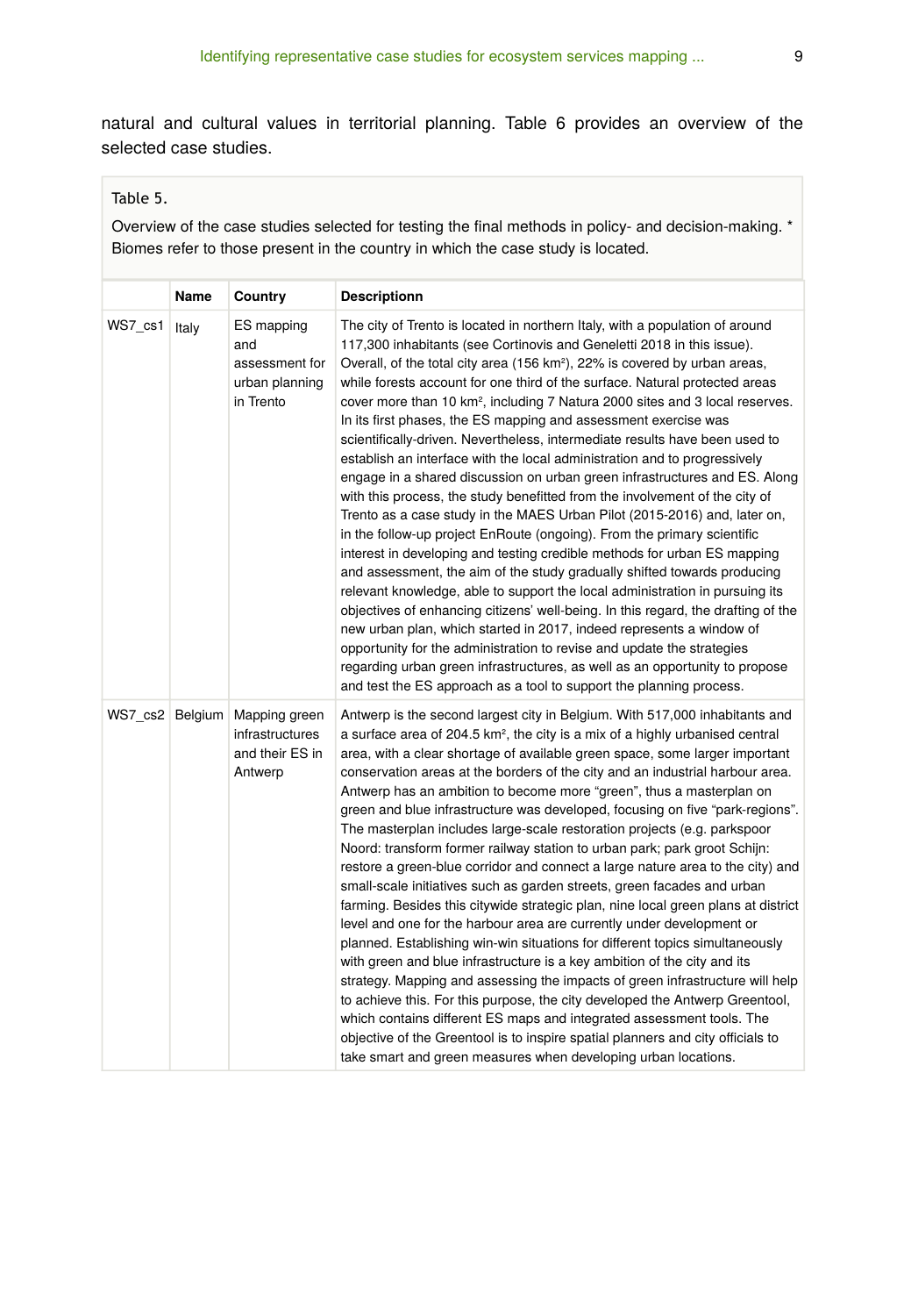natural and cultural values in territorial planning. Table 6 provides an overview of the selected case studies.

Table 5.

Overview of the case studies selected for testing the final methods in policy- and decision-making. * Biomes refer to those present in the country in which the case study is located.

| | Name | Country | Descriptionn |
|---|---|---|---|
| WS7_cs1 | Italy | ES mapping and assessment for urban planning in Trento | The city of Trento is located in northern Italy, with a population of around 117,300 inhabitants (see Cortinovis and Geneletti 2018 in this issue). Overall, of the total city area (156 km²), 22% is covered by urban areas, while forests account for one third of the surface. Natural protected areas cover more than 10 km², including 7 Natura 2000 sites and 3 local reserves. In its first phases, the ES mapping and assessment exercise was scientifically-driven. Nevertheless, intermediate results have been used to establish an interface with the local administration and to progressively engage in a shared discussion on urban green infrastructures and ES. Along with this process, the study benefitted from the involvement of the city of Trento as a case study in the MAES Urban Pilot (2015-2016) and, later on, in the follow-up project EnRoute (ongoing). From the primary scientific interest in developing and testing credible methods for urban ES mapping and assessment, the aim of the study gradually shifted towards producing relevant knowledge, able to support the local administration in pursuing its objectives of enhancing citizens' well-being. In this regard, the drafting of the new urban plan, which started in 2017, indeed represents a window of opportunity for the administration to revise and update the strategies regarding urban green infrastructures, as well as an opportunity to propose and test the ES approach as a tool to support the planning process. |
| WS7_cs2 | Belgium | Mapping green infrastructures and their ES in Antwerp | Antwerp is the second largest city in Belgium. With 517,000 inhabitants and a surface area of 204.5 km², the city is a mix of a highly urbanised central area, with a clear shortage of available green space, some larger important conservation areas at the borders of the city and an industrial harbour area. Antwerp has an ambition to become more "green", thus a masterplan on green and blue infrastructure was developed, focusing on five "park-regions". The masterplan includes large-scale restoration projects (e.g. parkspoor Noord: transform former railway station to urban park; park groot Schijn: restore a green-blue corridor and connect a large nature area to the city) and small-scale initiatives such as garden streets, green facades and urban farming. Besides this citywide strategic plan, nine local green plans at district level and one for the harbour area are currently under development or planned. Establishing win-win situations for different topics simultaneously with green and blue infrastructure is a key ambition of the city and its strategy. Mapping and assessing the impacts of green infrastructure will help to achieve this. For this purpose, the city developed the Antwerp Greentool, which contains different ES maps and integrated assessment tools. The objective of the Greentool is to inspire spatial planners and city officials to take smart and green measures when developing urban locations. |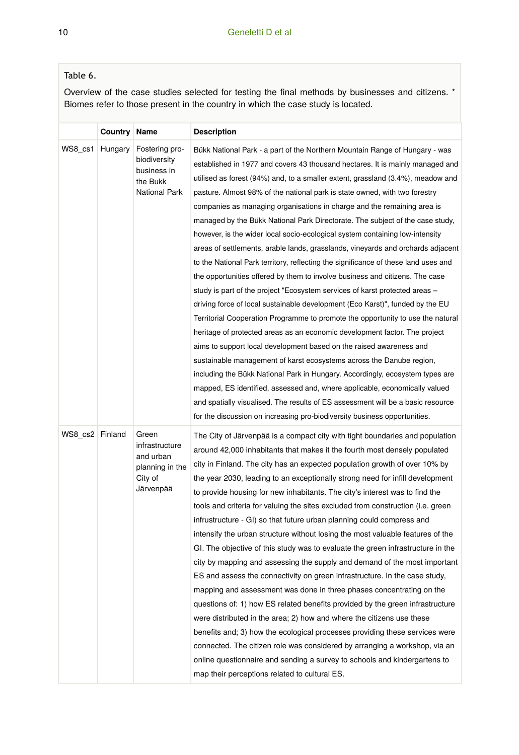Table 6.

Overview of the case studies selected for testing the final methods by businesses and citizens. * Biomes refer to those present in the country in which the case study is located.

| | Country | Name | Description |
|---|---|---|---|
| WS8_cs1 | Hungary | Fostering pro-biodiversity business in the Bukk National Park | Bükk National Park - a part of the Northern Mountain Range of Hungary - was established in 1977 and covers 43 thousand hectares. It is mainly managed and utilised as forest (94%) and, to a smaller extent, grassland (3.4%), meadow and pasture. Almost 98% of the national park is state owned, with two forestry companies as managing organisations in charge and the remaining area is managed by the Bükk National Park Directorate. The subject of the case study, however, is the wider local socio-ecological system containing low-intensity areas of settlements, arable lands, grasslands, vineyards and orchards adjacent to the National Park territory, reflecting the significance of these land uses and the opportunities offered by them to involve business and citizens. The case study is part of the project "Ecosystem services of karst protected areas – driving force of local sustainable development (Eco Karst)", funded by the EU Territorial Cooperation Programme to promote the opportunity to use the natural heritage of protected areas as an economic development factor. The project aims to support local development based on the raised awareness and sustainable management of karst ecosystems across the Danube region, including the Bükk National Park in Hungary. Accordingly, ecosystem types are mapped, ES identified, assessed and, where applicable, economically valued and spatially visualised. The results of ES assessment will be a basic resource for the discussion on increasing pro-biodiversity business opportunities. |
| WS8_cs2 | Finland | Green infrastructure and urban planning in the City of Järvenpää | The City of Järvenpää is a compact city with tight boundaries and population around 42,000 inhabitants that makes it the fourth most densely populated city in Finland. The city has an expected population growth of over 10% by the year 2030, leading to an exceptionally strong need for infill development to provide housing for new inhabitants. The city's interest was to find the tools and criteria for valuing the sites excluded from construction (i.e. green infrustructure - GI) so that future urban planning could compress and intensify the urban structure without losing the most valuable features of the GI. The objective of this study was to evaluate the green infrastructure in the city by mapping and assessing the supply and demand of the most important ES and assess the connectivity on green infrastructure. In the case study, mapping and assessment was done in three phases concentrating on the questions of: 1) how ES related benefits provided by the green infrastructure were distributed in the area; 2) how and where the citizens use these benefits and; 3) how the ecological processes providing these services were connected. The citizen role was considered by arranging a workshop, via an online questionnaire and sending a survey to schools and kindergartens to map their perceptions related to cultural ES. |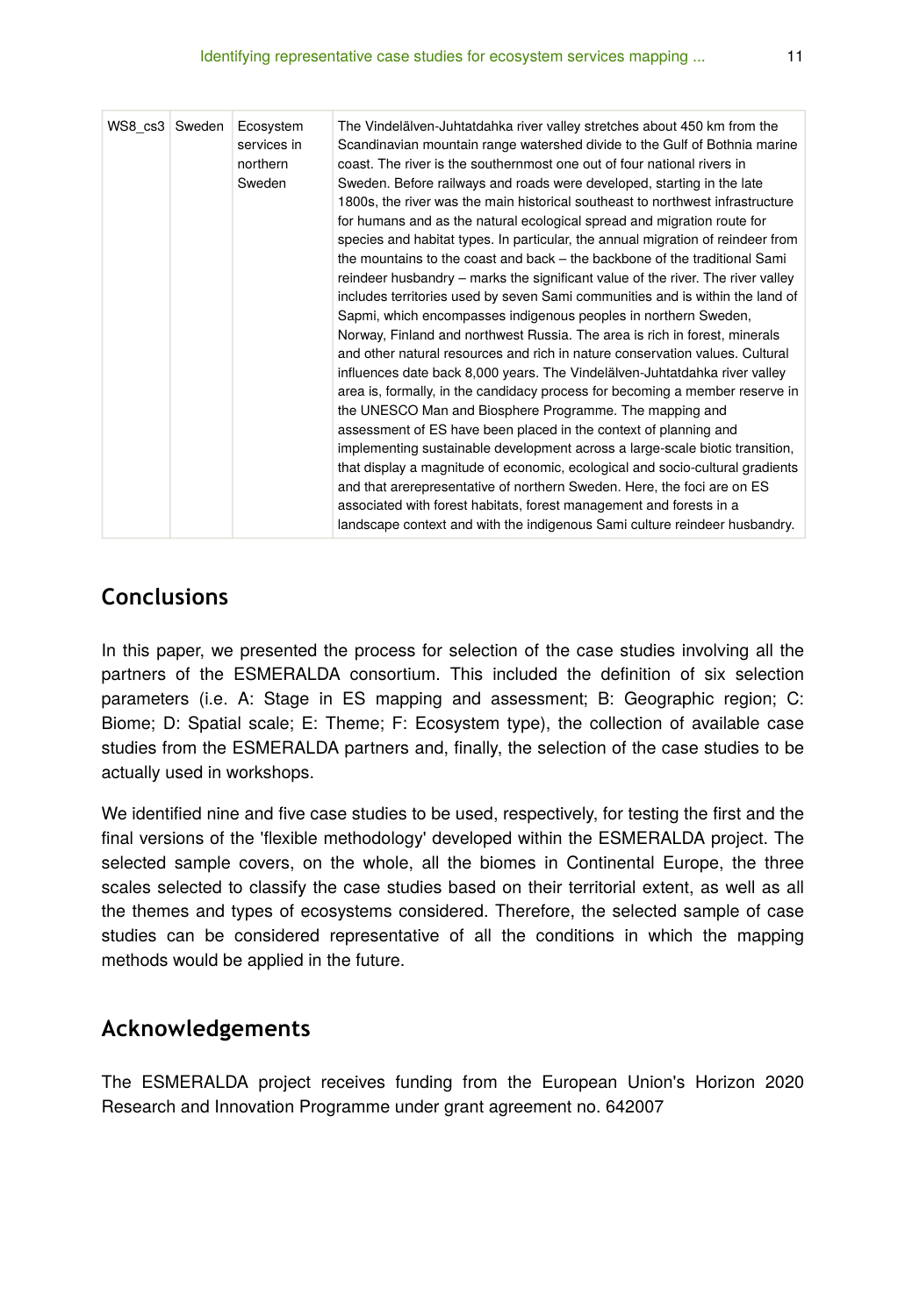| WS8_cs3 | Sweden | Ecosystem services in northern Sweden | The Vindelälven-Juhtatdahka river valley stretches about 450 km from the Scandinavian mountain range watershed divide to the Gulf of Bothnia marine coast. The river is the southernmost one out of four national rivers in Sweden. Before railways and roads were developed, starting in the late 1800s, the river was the main historical southeast to northwest infrastructure for humans and as the natural ecological spread and migration route for species and habitat types. In particular, the annual migration of reindeer from the mountains to the coast and back – the backbone of the traditional Sami reindeer husbandry – marks the significant value of the river. The river valley includes territories used by seven Sami communities and is within the land of Sapmi, which encompasses indigenous peoples in northern Sweden, Norway, Finland and northwest Russia. The area is rich in forest, minerals and other natural resources and rich in nature conservation values. Cultural influences date back 8,000 years. The Vindelälven-Juhtatdahka river valley area is, formally, in the candidacy process for becoming a member reserve in the UNESCO Man and Biosphere Programme. The mapping and assessment of ES have been placed in the context of planning and implementing sustainable development across a large-scale biotic transition, that display a magnitude of economic, ecological and socio-cultural gradients and that arerepresentative of northern Sweden. Here, the foci are on ES associated with forest habitats, forest management and forests in a landscape context and with the indigenous Sami culture reindeer husbandry. |
|---|---|---|---|

## Conclusions

In this paper, we presented the process for selection of the case studies involving all the partners of the ESMERALDA consortium. This included the definition of six selection parameters (i.e. A: Stage in ES mapping and assessment; B: Geographic region; C: Biome; D: Spatial scale; E: Theme; F: Ecosystem type), the collection of available case studies from the ESMERALDA partners and, finally, the selection of the case studies to be actually used in workshops.

We identified nine and five case studies to be used, respectively, for testing the first and the final versions of the 'flexible methodology' developed within the ESMERALDA project. The selected sample covers, on the whole, all the biomes in Continental Europe, the three scales selected to classify the case studies based on their territorial extent, as well as all the themes and types of ecosystems considered. Therefore, the selected sample of case studies can be considered representative of all the conditions in which the mapping methods would be applied in the future.

## Acknowledgements

The ESMERALDA project receives funding from the European Union's Horizon 2020 Research and Innovation Programme under grant agreement no. 642007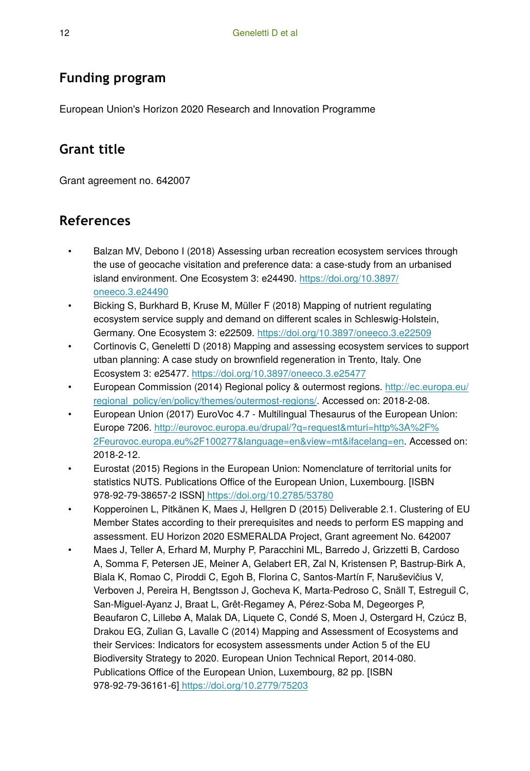## Funding program

European Union's Horizon 2020 Research and Innovation Programme

## Grant title

Grant agreement no. 642007

## References

- Balzan MV, Debono I (2018) Assessing urban recreation ecosystem services through the use of geocache visitation and preference data: a case-study from an urbanised island environment. One Ecosystem 3: e24490. https://doi.org/10.3897/oneeco.3.e24490
- Bicking S, Burkhard B, Kruse M, Müller F (2018) Mapping of nutrient regulating ecosystem service supply and demand on different scales in Schleswig-Holstein, Germany. One Ecosystem 3: e22509. https://doi.org/10.3897/oneeco.3.e22509
- Cortinovis C, Geneletti D (2018) Mapping and assessing ecosystem services to support utban planning: A case study on brownfield regeneration in Trento, Italy. One Ecosystem 3: e25477. https://doi.org/10.3897/oneeco.3.e25477
- European Commission (2014) Regional policy & outermost regions. http://ec.europa.eu/regional_policy/en/policy/themes/outermost-regions/. Accessed on: 2018-2-08.
- European Union (2017) EuroVoc 4.7 - Multilingual Thesaurus of the European Union: Europe 7206. http://eurovoc.europa.eu/drupal/?q=request&mturi=http%3A%2F%2Feurovoc.europa.eu%2F100277&language=en&view=mt&ifacelang=en. Accessed on: 2018-2-12.
- Eurostat (2015) Regions in the European Union: Nomenclature of territorial units for statistics NUTS. Publications Office of the European Union, Luxembourg. [ISBN 978-92-79-38657-2 ISSN] https://doi.org/10.2785/53780
- Kopperoinen L, Pitkänen K, Maes J, Hellgren D (2015) Deliverable 2.1. Clustering of EU Member States according to their prerequisites and needs to perform ES mapping and assessment. EU Horizon 2020 ESMERALDA Project, Grant agreement No. 642007
- Maes J, Teller A, Erhard M, Murphy P, Paracchini ML, Barredo J, Grizzetti B, Cardoso A, Somma F, Petersen JE, Meiner A, Gelabert ER, Zal N, Kristensen P, Bastrup-Birk A, Biala K, Romao C, Piroddi C, Egoh B, Florina C, Santos-Martín F, Naruševičius V, Verboven J, Pereira H, Bengtsson J, Gocheva K, Marta-Pedroso C, Snäll T, Estreguil C, San-Miguel-Ayanz J, Braat L, Grêt-Regamey A, Pérez-Soba M, Degeorges P, Beaufaron C, Lillebø A, Malak DA, Liquete C, Condé S, Moen J, Ostergard H, Czúcz B, Drakou EG, Zulian G, Lavalle C (2014) Mapping and Assessment of Ecosystems and their Services: Indicators for ecosystem assessments under Action 5 of the EU Biodiversity Strategy to 2020. European Union Technical Report, 2014-080. Publications Office of the European Union, Luxembourg, 82 pp. [ISBN 978-92-79-36161-6] https://doi.org/10.2779/75203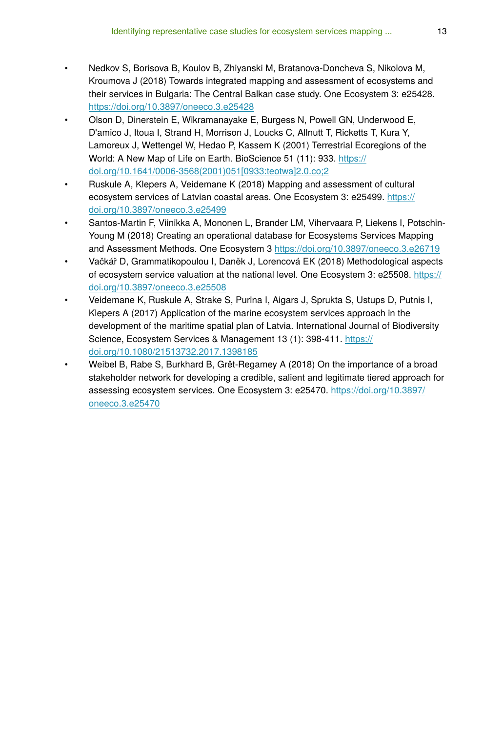- Nedkov S, Borisova B, Koulov B, Zhiyanski M, Bratanova-Doncheva S, Nikolova M, Kroumova J (2018) Towards integrated mapping and assessment of ecosystems and their services in Bulgaria: The Central Balkan case study. One Ecosystem 3: e25428. https://doi.org/10.3897/oneeco.3.e25428
- Olson D, Dinerstein E, Wikramanayake E, Burgess N, Powell GN, Underwood E, D'amico J, Itoua I, Strand H, Morrison J, Loucks C, Allnutt T, Ricketts T, Kura Y, Lamoreux J, Wettengel W, Hedao P, Kassem K (2001) Terrestrial Ecoregions of the World: A New Map of Life on Earth. BioScience 51 (11): 933. https://doi.org/10.1641/0006-3568(2001)051[0933:teotwa]2.0.co;2
- Ruskule A, Klepers A, Veidemane K (2018) Mapping and assessment of cultural ecosystem services of Latvian coastal areas. One Ecosystem 3: e25499. https://doi.org/10.3897/oneeco.3.e25499
- Santos-Martin F, Viinikka A, Mononen L, Brander LM, Vihervaara P, Liekens I, Potschin-Young M (2018) Creating an operational database for Ecosystems Services Mapping and Assessment Methods. One Ecosystem 3 https://doi.org/10.3897/oneeco.3.e26719
- Vačkář D, Grammatikopoulou I, Daněk J, Lorencová EK (2018) Methodological aspects of ecosystem service valuation at the national level. One Ecosystem 3: e25508. https://doi.org/10.3897/oneeco.3.e25508
- Veidemane K, Ruskule A, Strake S, Purina I, Aigars J, Sprukta S, Ustups D, Putnis I, Klepers A (2017) Application of the marine ecosystem services approach in the development of the maritime spatial plan of Latvia. International Journal of Biodiversity Science, Ecosystem Services & Management 13 (1): 398-411. https://doi.org/10.1080/21513732.2017.1398185
- Weibel B, Rabe S, Burkhard B, Grêt-Regamey A (2018) On the importance of a broad stakeholder network for developing a credible, salient and legitimate tiered approach for assessing ecosystem services. One Ecosystem 3: e25470. https://doi.org/10.3897/oneeco.3.e25470